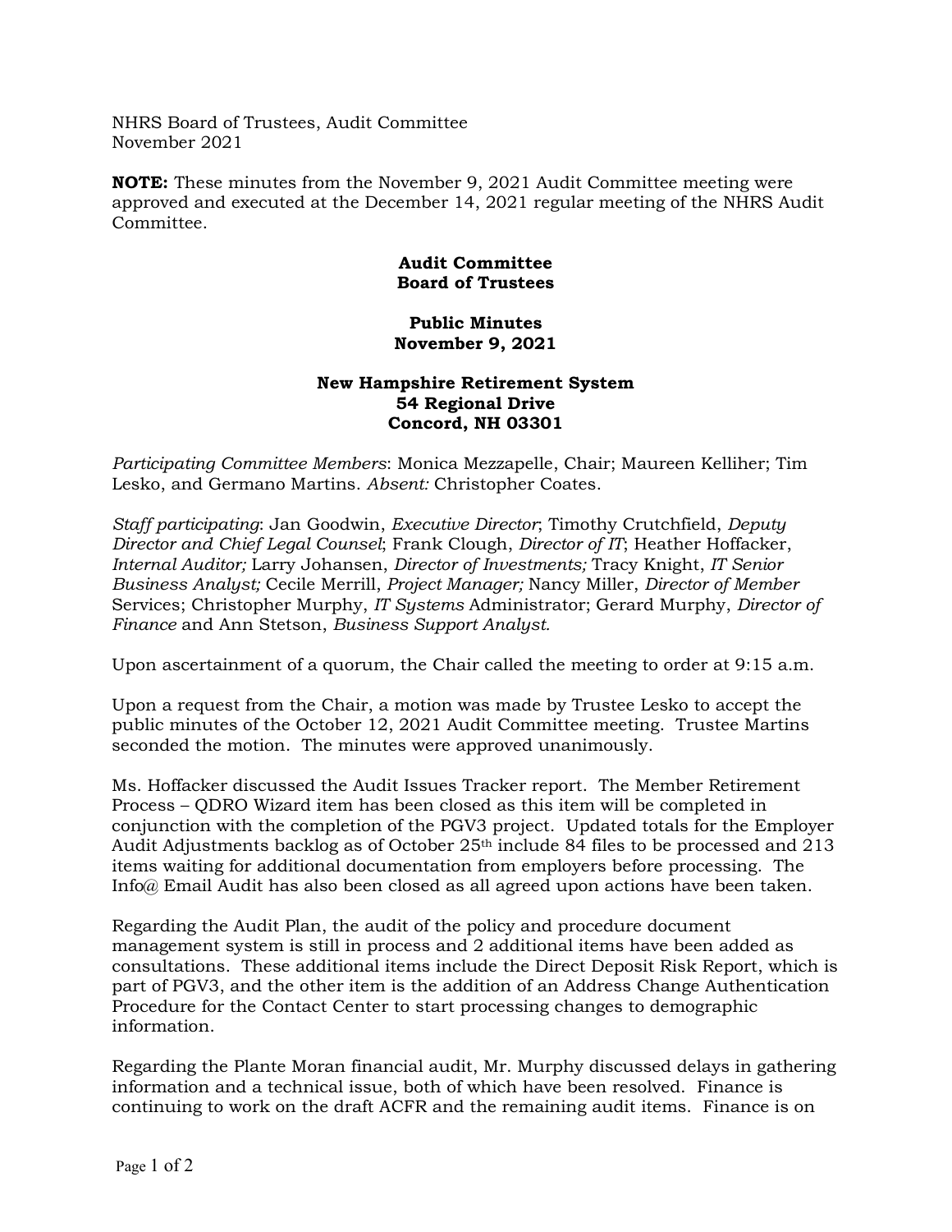NHRS Board of Trustees, Audit Committee
November 2021

**NOTE:** These minutes from the November 9, 2021 Audit Committee meeting were approved and executed at the December 14, 2021 regular meeting of the NHRS Audit Committee.

**Audit Committee**
**Board of Trustees**

**Public Minutes**
**November 9, 2021**

**New Hampshire Retirement System**
**54 Regional Drive**
**Concord, NH 03301**

*Participating Committee Members*: Monica Mezzapelle, Chair; Maureen Kelliher; Tim Lesko, and Germano Martins. *Absent:* Christopher Coates.

*Staff participating*: Jan Goodwin, *Executive Director*; Timothy Crutchfield, *Deputy Director and Chief Legal Counsel*; Frank Clough, *Director of IT*; Heather Hoffacker, *Internal Auditor;* Larry Johansen, *Director of Investments;* Tracy Knight, *IT Senior Business Analyst;* Cecile Merrill, *Project Manager;* Nancy Miller, *Director of Member* Services; Christopher Murphy, *IT Systems* Administrator; Gerard Murphy, *Director of Finance* and Ann Stetson, *Business Support Analyst.*

Upon ascertainment of a quorum, the Chair called the meeting to order at 9:15 a.m.

Upon a request from the Chair, a motion was made by Trustee Lesko to accept the public minutes of the October 12, 2021 Audit Committee meeting. Trustee Martins seconded the motion. The minutes were approved unanimously.

Ms. Hoffacker discussed the Audit Issues Tracker report. The Member Retirement Process – QDRO Wizard item has been closed as this item will be completed in conjunction with the completion of the PGV3 project. Updated totals for the Employer Audit Adjustments backlog as of October 25th include 84 files to be processed and 213 items waiting for additional documentation from employers before processing. The Info@ Email Audit has also been closed as all agreed upon actions have been taken.

Regarding the Audit Plan, the audit of the policy and procedure document management system is still in process and 2 additional items have been added as consultations. These additional items include the Direct Deposit Risk Report, which is part of PGV3, and the other item is the addition of an Address Change Authentication Procedure for the Contact Center to start processing changes to demographic information.

Regarding the Plante Moran financial audit, Mr. Murphy discussed delays in gathering information and a technical issue, both of which have been resolved. Finance is continuing to work on the draft ACFR and the remaining audit items. Finance is on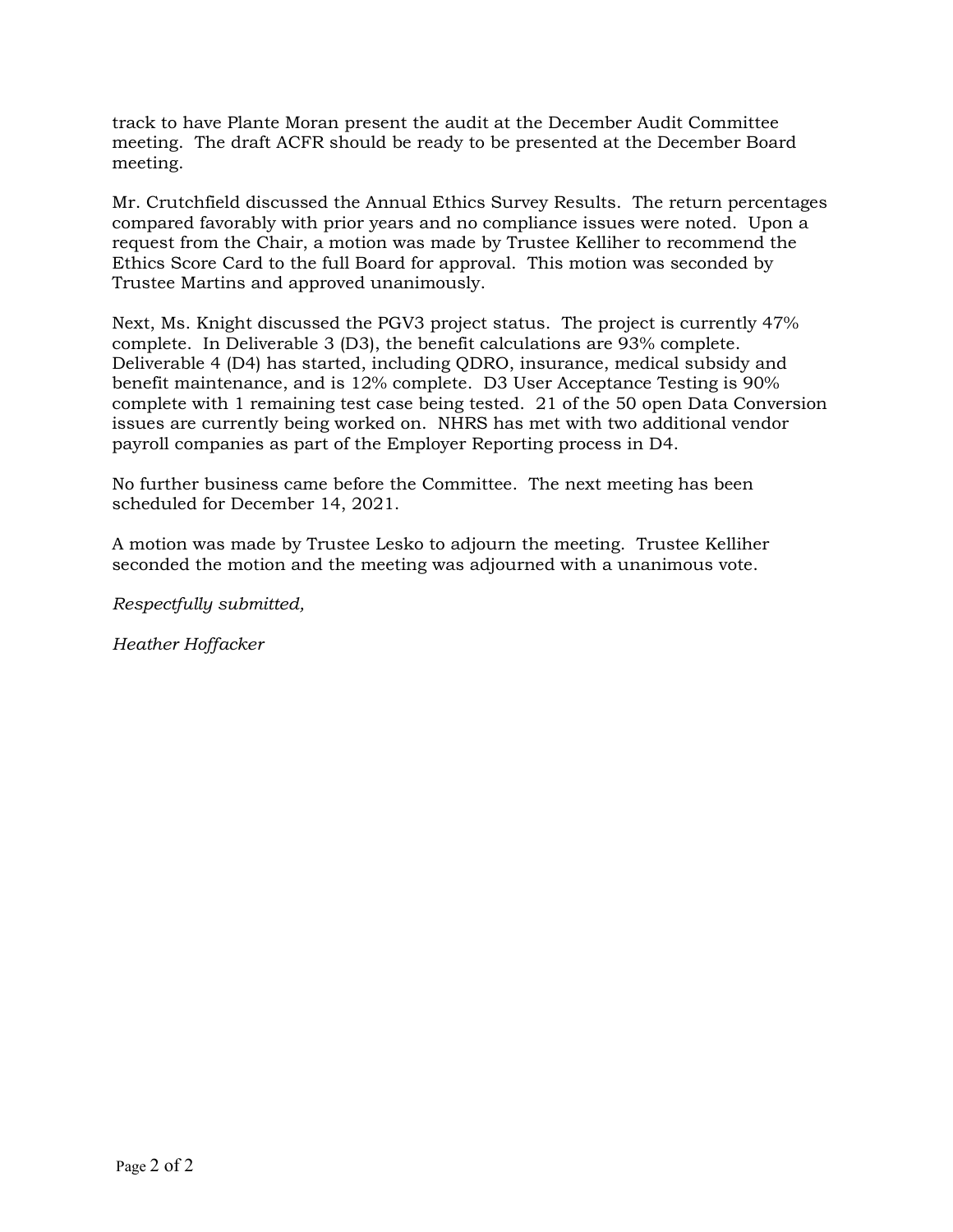track to have Plante Moran present the audit at the December Audit Committee meeting. The draft ACFR should be ready to be presented at the December Board meeting.

Mr. Crutchfield discussed the Annual Ethics Survey Results. The return percentages compared favorably with prior years and no compliance issues were noted. Upon a request from the Chair, a motion was made by Trustee Kelliher to recommend the Ethics Score Card to the full Board for approval. This motion was seconded by Trustee Martins and approved unanimously.

Next, Ms. Knight discussed the PGV3 project status. The project is currently 47% complete. In Deliverable 3 (D3), the benefit calculations are 93% complete. Deliverable 4 (D4) has started, including QDRO, insurance, medical subsidy and benefit maintenance, and is 12% complete. D3 User Acceptance Testing is 90% complete with 1 remaining test case being tested. 21 of the 50 open Data Conversion issues are currently being worked on. NHRS has met with two additional vendor payroll companies as part of the Employer Reporting process in D4.

No further business came before the Committee. The next meeting has been scheduled for December 14, 2021.

A motion was made by Trustee Lesko to adjourn the meeting. Trustee Kelliher seconded the motion and the meeting was adjourned with a unanimous vote.

*Respectfully submitted,*

*Heather Hoffacker*